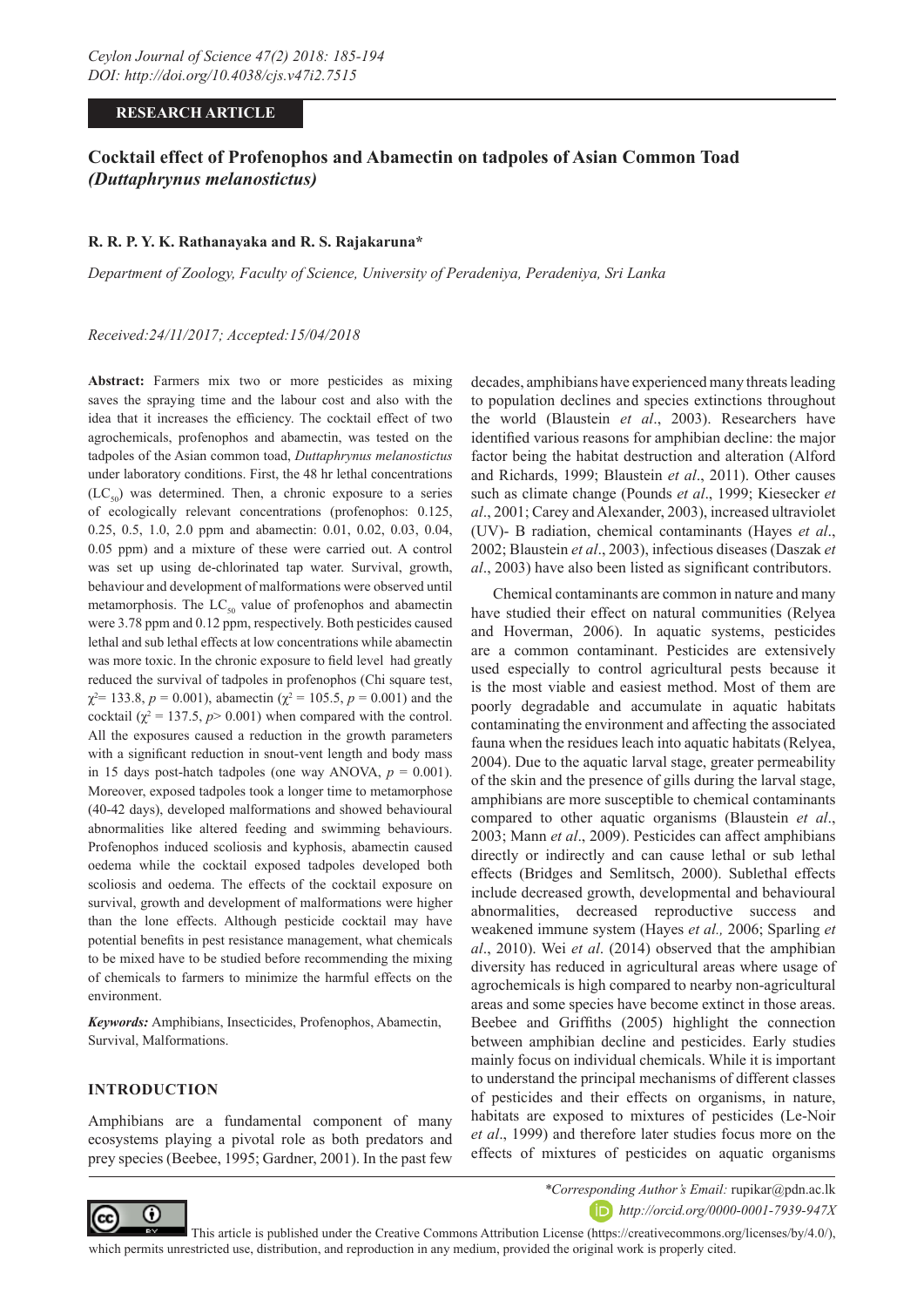RESEARCH ARTICLE

# Cocktail effect of Profenophos and Abamectin on tadpoles of Asian Common Toad *(Duttaphrynus melanostictus)*

**R. R. P. Y. K. Rathanayaka and R. S. Rajakaruna***

*Department of Zoology, Faculty of Science, University of Peradeniya, Peradeniya, Sri Lanka*

*Received:24/11/2017; Accepted:15/04/2018*

**Abstract:** Farmers mix two or more pesticides as mixing saves the spraying time and the labour cost and also with the idea that it increases the efficiency. The cocktail effect of two agrochemicals, profenophos and abamectin, was tested on the tadpoles of the Asian common toad, *Duttaphrynus melanostictus* under laboratory conditions. First, the 48 hr lethal concentrations ($LC_{50}$) was determined. Then, a chronic exposure to a series of ecologically relevant concentrations (profenophos: 0.125, 0.25, 0.5, 1.0, 2.0 ppm and abamectin: 0.01, 0.02, 0.03, 0.04, 0.05 ppm) and a mixture of these were carried out. A control was set up using de-chlorinated tap water. Survival, growth, behaviour and development of malformations were observed until metamorphosis. The $LC_{50}$ value of profenophos and abamectin were 3.78 ppm and 0.12 ppm, respectively. Both pesticides caused lethal and sub lethal effects at low concentrations while abamectin was more toxic. In the chronic exposure to field level had greatly reduced the survival of tadpoles in profenophos (Chi square test, $\chi^2 = 133.8$, $p = 0.001$), abamectin ($\chi^2 = 105.5$, $p = 0.001$) and the cocktail ($\chi^2 = 137.5$, $p > 0.001$) when compared with the control. All the exposures caused a reduction in the growth parameters with a significant reduction in snout-vent length and body mass in 15 days post-hatch tadpoles (one way ANOVA, $p = 0.001$). Moreover, exposed tadpoles took a longer time to metamorphose (40-42 days), developed malformations and showed behavioural abnormalities like altered feeding and swimming behaviours. Profenophos induced scoliosis and kyphosis, abamectin caused oedema while the cocktail exposed tadpoles developed both scoliosis and oedema. The effects of the cocktail exposure on survival, growth and development of malformations were higher than the lone effects. Although pesticide cocktail may have potential benefits in pest resistance management, what chemicals to be mixed have to be studied before recommending the mixing of chemicals to farmers to minimize the harmful effects on the environment.

***Keywords:*** Amphibians, Insecticides, Profenophos, Abamectin, Survival, Malformations.

## INTRODUCTION

Amphibians are a fundamental component of many ecosystems playing a pivotal role as both predators and prey species (Beebee, 1995; Gardner, 2001). In the past few decades, amphibians have experienced many threats leading to population declines and species extinctions throughout the world (Blaustein *et al*., 2003). Researchers have identified various reasons for amphibian decline: the major factor being the habitat destruction and alteration (Alford and Richards, 1999; Blaustein *et al*., 2011). Other causes such as climate change (Pounds *et al*., 1999; Kiesecker *et al*., 2001; Carey and Alexander, 2003), increased ultraviolet (UV)- B radiation, chemical contaminants (Hayes *et al*., 2002; Blaustein *et al*., 2003), infectious diseases (Daszak *et al*., 2003) have also been listed as significant contributors.

Chemical contaminants are common in nature and many have studied their effect on natural communities (Relyea and Hoverman, 2006). In aquatic systems, pesticides are a common contaminant. Pesticides are extensively used especially to control agricultural pests because it is the most viable and easiest method. Most of them are poorly degradable and accumulate in aquatic habitats contaminating the environment and affecting the associated fauna when the residues leach into aquatic habitats (Relyea, 2004). Due to the aquatic larval stage, greater permeability of the skin and the presence of gills during the larval stage, amphibians are more susceptible to chemical contaminants compared to other aquatic organisms (Blaustein *et al*., 2003; Mann *et al*., 2009). Pesticides can affect amphibians directly or indirectly and can cause lethal or sub lethal effects (Bridges and Semlitsch, 2000). Sublethal effects include decreased growth, developmental and behavioural abnormalities, decreased reproductive success and weakened immune system (Hayes *et al.,* 2006; Sparling *et al*., 2010). Wei *et al*. (2014) observed that the amphibian diversity has reduced in agricultural areas where usage of agrochemicals is high compared to nearby non-agricultural areas and some species have become extinct in those areas. Beebee and Griffiths (2005) highlight the connection between amphibian decline and pesticides. Early studies mainly focus on individual chemicals. While it is important to understand the principal mechanisms of different classes of pesticides and their effects on organisms, in nature, habitats are exposed to mixtures of pesticides (Le-Noir *et al*., 1999) and therefore later studies focus more on the effects of mixtures of pesticides on aquatic organisms

*\*Corresponding Author's Email:* rupikar@pdn.ac.lk

*http://orcid.org/0000-0001-7939-947X*

This article is published under the Creative Commons Attribution License (https://creativecommons.org/licenses/by/4.0/), which permits unrestricted use, distribution, and reproduction in any medium, provided the original work is properly cited.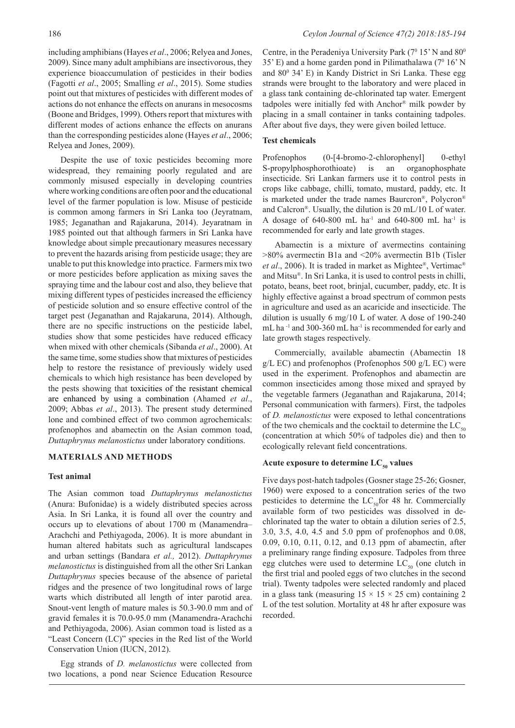including amphibians (Hayes *et al*., 2006; Relyea and Jones, 2009). Since many adult amphibians are insectivorous, they experience bioaccumulation of pesticides in their bodies (Fagotti *et al*., 2005; Smalling *et al*., 2015). Some studies point out that mixtures of pesticides with different modes of actions do not enhance the effects on anurans in mesocosms (Boone and Bridges, 1999). Others report that mixtures with different modes of actions enhance the effects on anurans than the corresponding pesticides alone (Hayes *et al*., 2006; Relyea and Jones, 2009).

Despite the use of toxic pesticides becoming more widespread, they remaining poorly regulated and are commonly misused especially in developing countries where working conditions are often poor and the educational level of the farmer population is low. Misuse of pesticide is common among farmers in Sri Lanka too (Jeyratnam, 1985; Jeganathan and Rajakaruna, 2014). Jeyaratnam in 1985 pointed out that although farmers in Sri Lanka have knowledge about simple precautionary measures necessary to prevent the hazards arising from pesticide usage; they are unable to put this knowledge into practice. Farmers mix two or more pesticides before application as mixing saves the spraying time and the labour cost and also, they believe that mixing different types of pesticides increased the efficiency of pesticide solution and so ensure effective control of the target pest (Jeganathan and Rajakaruna, 2014). Although, there are no specific instructions on the pesticide label, studies show that some pesticides have reduced efficacy when mixed with other chemicals (Sibanda *et al*., 2000). At the same time, some studies show that mixtures of pesticides help to restore the resistance of previously widely used chemicals to which high resistance has been developed by the pests showing that toxicities of the resistant chemical are enhanced by using a combination (Ahamed *et al*., 2009; Abbas *et al*., 2013). The present study determined lone and combined effect of two common agrochemicals: profenophos and abamectin on the Asian common toad, *Duttaphrynus melanostictus* under laboratory conditions.

## MATERIALS AND METHODS

### Test animal

The Asian common toad *Duttaphrynus melanostictus* (Anura: Bufonidae) is a widely distributed species across Asia. In Sri Lanka, it is found all over the country and occurs up to elevations of about 1700 m (Manamendra–Arachchi and Pethiyagoda, 2006). It is more abundant in human altered habitats such as agricultural landscapes and urban settings (Bandara *et al.,* 2012). *Duttaphrynus melanostictus* is distinguished from all the other Sri Lankan *Duttaphrynus* species because of the absence of parietal ridges and the presence of two longitudinal rows of large warts which distributed all length of inter parotid area. Snout-vent length of mature males is 50.3-90.0 mm and of gravid females it is 70.0-95.0 mm (Manamendra-Arachchi and Pethiyagoda, 2006). Asian common toad is listed as a "Least Concern (LC)" species in the Red list of the World Conservation Union (IUCN, 2012).

Egg strands of *D. melanostictus* were collected from two locations, a pond near Science Education Resource Centre, in the Peradeniya University Park ($7^0$ 15' N and $80^0$ 35' E) and a home garden pond in Pilimathalawa ($7^0$ 16' N and $80^0$ 34' E) in Kandy District in Sri Lanka. These egg strands were brought to the laboratory and were placed in a glass tank containing de-chlorinated tap water. Emergent tadpoles were initially fed with Anchor® milk powder by placing in a small container in tanks containing tadpoles. After about five days, they were given boiled lettuce.

### Test chemicals

Profenophos (0-[4-bromo-2-chlorophenyl] 0-ethyl S-propylphosphorothioate) is an organophosphate insecticide. Sri Lankan farmers use it to control pests in crops like cabbage, chilli, tomato, mustard, paddy, etc. It is marketed under the trade names Baurcron®, Polycron® and Calcron®. Usually, the dilution is 20 mL/10 L of water. A dosage of 640-800 mL $ha^{-1}$ and 640-800 mL $ha^{-1}$ is recommended for early and late growth stages.

Abamectin is a mixture of avermectins containing >80% avermectin B1a and <20% avermectin B1b (Tisler *et al*., 2006). It is traded in market as Mightee®, Vertimac® and Mitsu®. In Sri Lanka, it is used to control pests in chilli, potato, beans, beet root, brinjal, cucumber, paddy, etc. It is highly effective against a broad spectrum of common pests in agriculture and used as an acaricide and insecticide. The dilution is 6 mg/10 L of water. A dose of 190-240 mL $ha^{-1}$ and 300-360 mL $ha^{-1}$ is recommended for early and late growth stages respectively.

Commercially, available abamectin (Abamectin 18 g/L EC) and profenophos (Profenophos 500 g/L EC) were used in the experiment. Profenophos and abamectin are common insecticides among those mixed and sprayed by the vegetable farmers (Jeganathan and Rajakaruna, 2014; Personal communication with farmers). First, the tadpoles of *D. melanostictus* were exposed to lethal concentrations of the two chemicals and the cocktail to determine the $LC_{50}$ (concentration at which 50% of tadpoles die) and then to ecologically relevant field concentrations.

### Acute exposure to determine $LC_{50}$ values

Five days post-hatch tadpoles (Gosner stage 25-26; Gosner, 1960) were exposed to a concentration series of the two pesticides to determine the $LC_{50}$for 48 hr. Commercially available form of two pesticides was dissolved in de-chlorinated tap the water to obtain a dilution series of 2.5, 3.0, 3.5, 4.0, 4.5 and 5.0 ppm of profenophos and 0.08, 0.09, 0.10, 0.11, 0.12, and 0.13 ppm of abamectin, after a preliminary range finding exposure. Tadpoles from three egg clutches were used to determine $LC_{50}$ (one clutch in the first trial and pooled eggs of two clutches in the second trial). Twenty tadpoles were selected randomly and placed in a glass tank (measuring 15 × 15 × 25 cm) containing 2 L of the test solution. Mortality at 48 hr after exposure was recorded.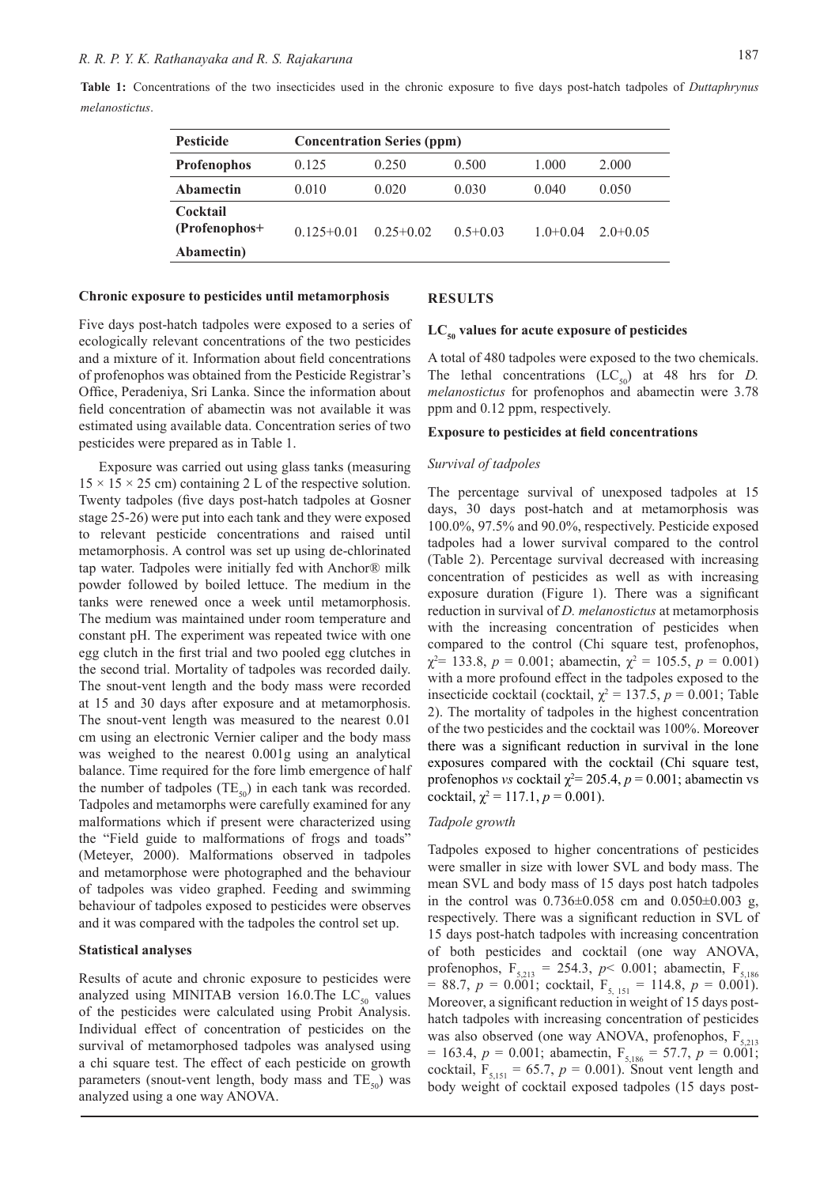**Table 1:** Concentrations of the two insecticides used in the chronic exposure to five days post-hatch tadpoles of *Duttaphrynus melanostictus*.

| Pesticide | Concentration Series (ppm) | | | | |
|---|---|---|---|---|---|
| **Profenophos** | 0.125 | 0.250 | 0.500 | 1.000 | 2.000 |
| **Abamectin** | 0.010 | 0.020 | 0.030 | 0.040 | 0.050 |
| **Cocktail (Profenophos+ Abamectin)** | 0.125+0.01 | 0.25+0.02 | 0.5+0.03 | 1.0+0.04 | 2.0+0.05 |

**Chronic exposure to pesticides until metamorphosis**

Five days post-hatch tadpoles were exposed to a series of ecologically relevant concentrations of the two pesticides and a mixture of it. Information about field concentrations of profenophos was obtained from the Pesticide Registrar's Office, Peradeniya, Sri Lanka. Since the information about field concentration of abamectin was not available it was estimated using available data. Concentration series of two pesticides were prepared as in Table 1.

Exposure was carried out using glass tanks (measuring $15 \times 15 \times 25$ cm) containing 2 L of the respective solution. Twenty tadpoles (five days post-hatch tadpoles at Gosner stage 25-26) were put into each tank and they were exposed to relevant pesticide concentrations and raised until metamorphosis. A control was set up using de-chlorinated tap water. Tadpoles were initially fed with Anchor® milk powder followed by boiled lettuce. The medium in the tanks were renewed once a week until metamorphosis. The medium was maintained under room temperature and constant pH. The experiment was repeated twice with one egg clutch in the first trial and two pooled egg clutches in the second trial. Mortality of tadpoles was recorded daily. The snout-vent length and the body mass were recorded at 15 and 30 days after exposure and at metamorphosis. The snout-vent length was measured to the nearest 0.01 cm using an electronic Vernier caliper and the body mass was weighed to the nearest 0.001g using an analytical balance. Time required for the fore limb emergence of half the number of tadpoles ($TE_{50}$) in each tank was recorded. Tadpoles and metamorphs were carefully examined for any malformations which if present were characterized using the "Field guide to malformations of frogs and toads" (Meteyer, 2000). Malformations observed in tadpoles and metamorphose were photographed and the behaviour of tadpoles was video graphed. Feeding and swimming behaviour of tadpoles exposed to pesticides were observes and it was compared with the tadpoles the control set up.

**Statistical analyses**

Results of acute and chronic exposure to pesticides were analyzed using MINITAB version 16.0.The $LC_{50}$ values of the pesticides were calculated using Probit Analysis. Individual effect of concentration of pesticides on the survival of metamorphosed tadpoles was analysed using a chi square test. The effect of each pesticide on growth parameters (snout-vent length, body mass and $TE_{50}$) was analyzed using a one way ANOVA.

## RESULTS

**$LC_{50}$ values for acute exposure of pesticides**

A total of 480 tadpoles were exposed to the two chemicals. The lethal concentrations ($LC_{50}$) at 48 hrs for *D. melanostictus* for profenophos and abamectin were 3.78 ppm and 0.12 ppm, respectively.

**Exposure to pesticides at field concentrations**

*Survival of tadpoles*

The percentage survival of unexposed tadpoles at 15 days, 30 days post-hatch and at metamorphosis was 100.0%, 97.5% and 90.0%, respectively. Pesticide exposed tadpoles had a lower survival compared to the control (Table 2). Percentage survival decreased with increasing concentration of pesticides as well as with increasing exposure duration (Figure 1). There was a significant reduction in survival of *D. melanostictus* at metamorphosis with the increasing concentration of pesticides when compared to the control (Chi square test, profenophos, $\chi^2 = 133.8$, $p = 0.001$; abamectin, $\chi^2 = 105.5$, $p = 0.001$) with a more profound effect in the tadpoles exposed to the insecticide cocktail (cocktail, $\chi^2 = 137.5$, $p = 0.001$; Table 2). The mortality of tadpoles in the highest concentration of the two pesticides and the cocktail was 100%. Moreover there was a significant reduction in survival in the lone exposures compared with the cocktail (Chi square test, profenophos *vs* cocktail $\chi^2 = 205.4$, $p = 0.001$; abamectin vs cocktail, $\chi^2 = 117.1$, $p = 0.001$).

*Tadpole growth*

Tadpoles exposed to higher concentrations of pesticides were smaller in size with lower SVL and body mass. The mean SVL and body mass of 15 days post hatch tadpoles in the control was 0.736±0.058 cm and 0.050±0.003 g, respectively. There was a significant reduction in SVL of 15 days post-hatch tadpoles with increasing concentration of both pesticides and cocktail (one way ANOVA, profenophos, $F_{5,213} = 254.3$, $p < 0.001$; abamectin, $F_{5,186} = 88.7$, $p = 0.001$; cocktail, $F_{5,151} = 114.8$, $p = 0.001$). Moreover, a significant reduction in weight of 15 days post-hatch tadpoles with increasing concentration of pesticides was also observed (one way ANOVA, profenophos, $F_{5,213} = 163.4$, $p = 0.001$; abamectin, $F_{5,186} = 57.7$, $p = 0.001$; cocktail, $F_{5,151} = 65.7$, $p = 0.001$). Snout vent length and body weight of cocktail exposed tadpoles (15 days post-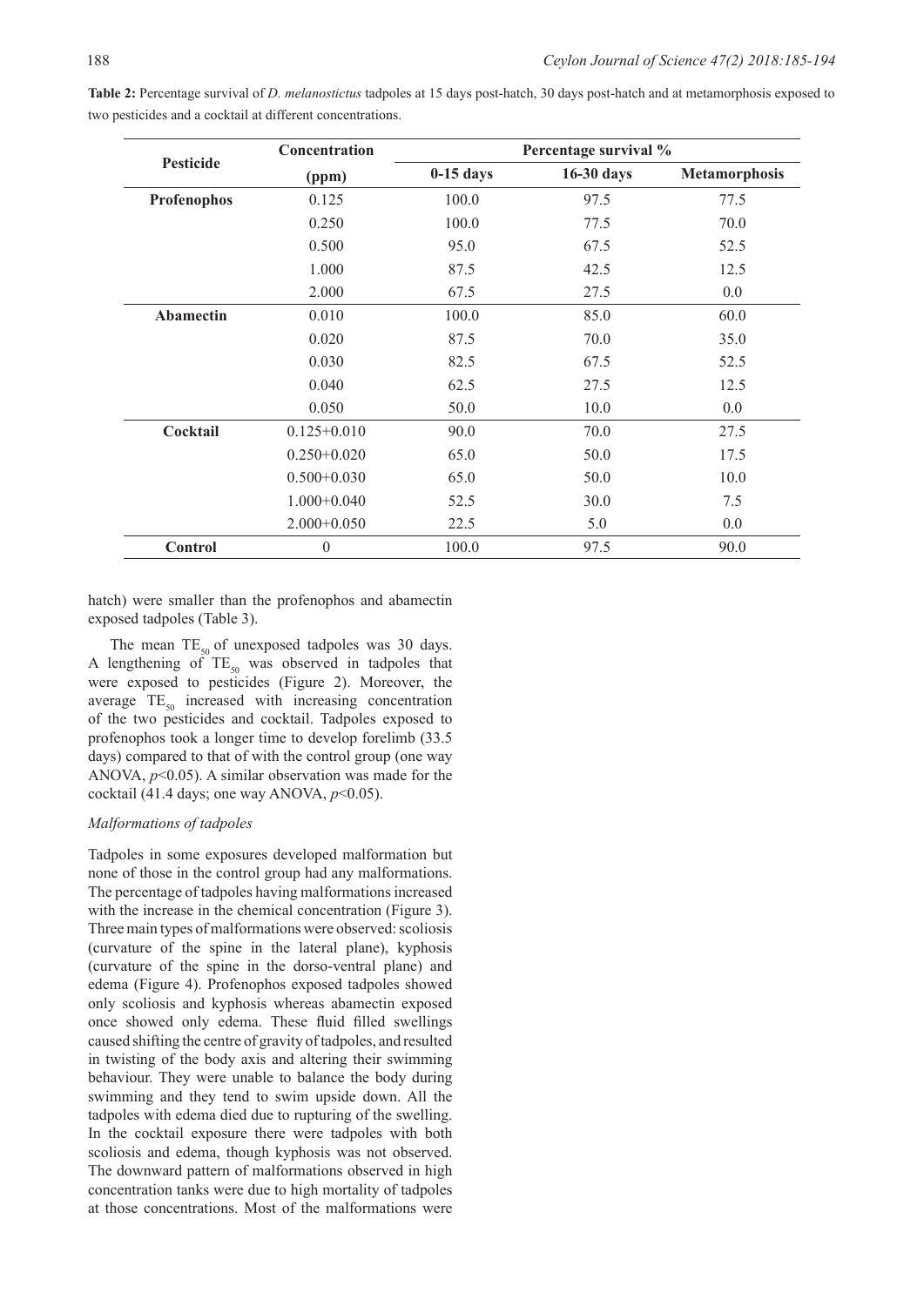**Table 2:** Percentage survival of *D. melanostictus* tadpoles at 15 days post-hatch, 30 days post-hatch and at metamorphosis exposed to two pesticides and a cocktail at different concentrations.

| Pesticide | Concentration (ppm) | Percentage survival % | | |
|---|---|---|---|---|
| | | 0-15 days | 16-30 days | Metamorphosis |
| **Profenophos** | 0.125 | 100.0 | 97.5 | 77.5 |
| | 0.250 | 100.0 | 77.5 | 70.0 |
| | 0.500 | 95.0 | 67.5 | 52.5 |
| | 1.000 | 87.5 | 42.5 | 12.5 |
| | 2.000 | 67.5 | 27.5 | 0.0 |
| **Abamectin** | 0.010 | 100.0 | 85.0 | 60.0 |
| | 0.020 | 87.5 | 70.0 | 35.0 |
| | 0.030 | 82.5 | 67.5 | 52.5 |
| | 0.040 | 62.5 | 27.5 | 12.5 |
| | 0.050 | 50.0 | 10.0 | 0.0 |
| **Cocktail** | 0.125+0.010 | 90.0 | 70.0 | 27.5 |
| | 0.250+0.020 | 65.0 | 50.0 | 17.5 |
| | 0.500+0.030 | 65.0 | 50.0 | 10.0 |
| | 1.000+0.040 | 52.5 | 30.0 | 7.5 |
| | 2.000+0.050 | 22.5 | 5.0 | 0.0 |
| **Control** | 0 | 100.0 | 97.5 | 90.0 |

hatch) were smaller than the profenophos and abamectin exposed tadpoles (Table 3).

The mean $TE_{50}$ of unexposed tadpoles was 30 days. A lengthening of $TE_{50}$ was observed in tadpoles that were exposed to pesticides (Figure 2). Moreover, the average $TE_{50}$ increased with increasing concentration of the two pesticides and cocktail. Tadpoles exposed to profenophos took a longer time to develop forelimb (33.5 days) compared to that of with the control group (one way ANOVA, $p<0.05$). A similar observation was made for the cocktail (41.4 days; one way ANOVA, $p<0.05$).

### *Malformations of tadpoles*

Tadpoles in some exposures developed malformation but none of those in the control group had any malformations. The percentage of tadpoles having malformations increased with the increase in the chemical concentration (Figure 3). Three main types of malformations were observed: scoliosis (curvature of the spine in the lateral plane), kyphosis (curvature of the spine in the dorso-ventral plane) and edema (Figure 4). Profenophos exposed tadpoles showed only scoliosis and kyphosis whereas abamectin exposed once showed only edema. These fluid filled swellings caused shifting the centre of gravity of tadpoles, and resulted in twisting of the body axis and altering their swimming behaviour. They were unable to balance the body during swimming and they tend to swim upside down. All the tadpoles with edema died due to rupturing of the swelling. In the cocktail exposure there were tadpoles with both scoliosis and edema, though kyphosis was not observed. The downward pattern of malformations observed in high concentration tanks were due to high mortality of tadpoles at those concentrations. Most of the malformations were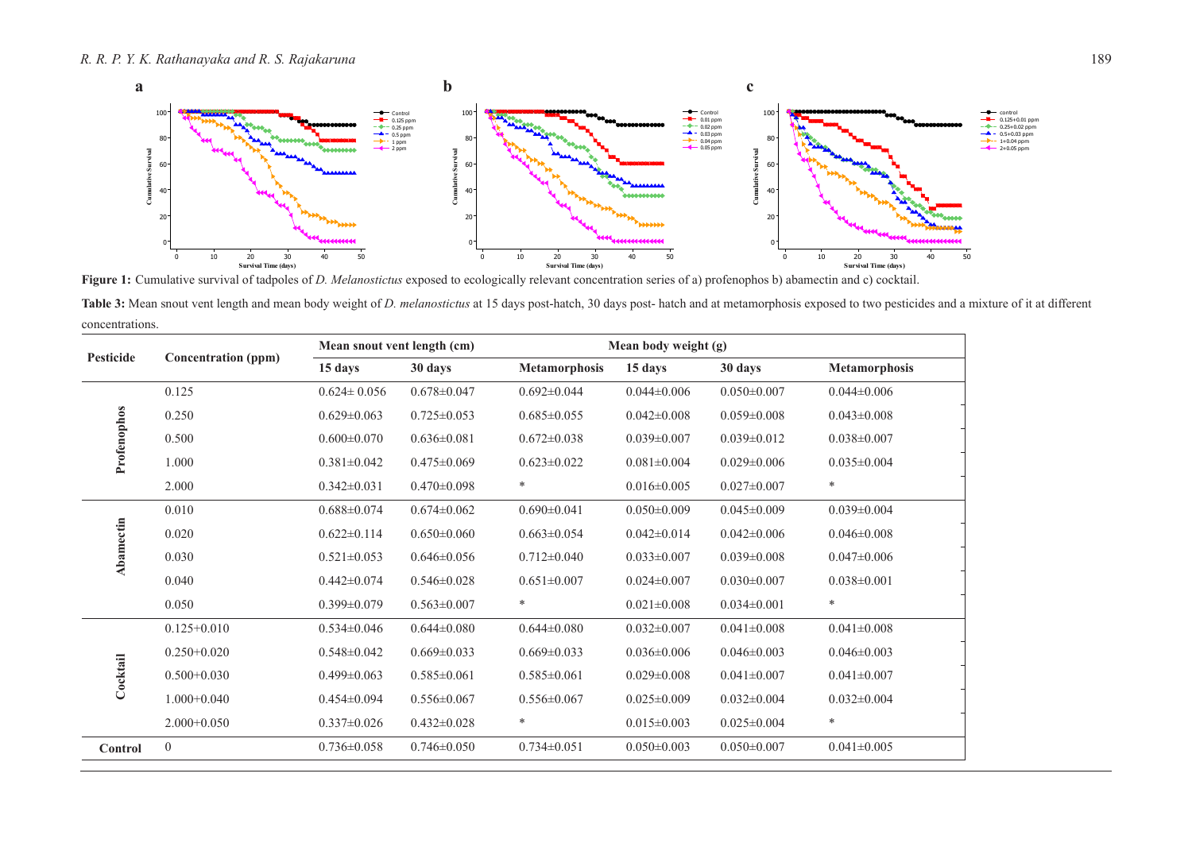Figure 1: Cumulative survival of tadpoles of *D. Melanostictus* exposed to ecologically relevant concentration series of a) profenophos b) abamectin and c) cocktail.

Table 3: Mean snout vent length and mean body weight of *D. melanostictus* at 15 days post-hatch, 30 days post- hatch and at metamorphosis exposed to two pesticides and a mixture of it at different concentrations.

| Pesticide | Concentration (ppm) | Mean snout vent length (cm) | | | Mean body weight (g) | | |
|---|---|---|---|---|---|---|---|
| | | 15 days | 30 days | Metamorphosis | 15 days | 30 days | Metamorphosis |
| Profenophos | 0.125 | 0.624± 0.056 | 0.678±0.047 | 0.692±0.044 | 0.044±0.006 | 0.050±0.007 | 0.044±0.006 |
| | 0.250 | 0.629±0.063 | 0.725±0.053 | 0.685±0.055 | 0.042±0.008 | 0.059±0.008 | 0.043±0.008 |
| | 0.500 | 0.600±0.070 | 0.636±0.081 | 0.672±0.038 | 0.039±0.007 | 0.039±0.012 | 0.038±0.007 |
| | 1.000 | 0.381±0.042 | 0.475±0.069 | 0.623±0.022 | 0.081±0.004 | 0.029±0.006 | 0.035±0.004 |
| | 2.000 | 0.342±0.031 | 0.470±0.098 | * | 0.016±0.005 | 0.027±0.007 | * |
| Abamectin | 0.010 | 0.688±0.074 | 0.674±0.062 | 0.690±0.041 | 0.050±0.009 | 0.045±0.009 | 0.039±0.004 |
| | 0.020 | 0.622±0.114 | 0.650±0.060 | 0.663±0.054 | 0.042±0.014 | 0.042±0.006 | 0.046±0.008 |
| | 0.030 | 0.521±0.053 | 0.646±0.056 | 0.712±0.040 | 0.033±0.007 | 0.039±0.008 | 0.047±0.006 |
| | 0.040 | 0.442±0.074 | 0.546±0.028 | 0.651±0.007 | 0.024±0.007 | 0.030±0.007 | 0.038±0.001 |
| | 0.050 | 0.399±0.079 | 0.563±0.007 | * | 0.021±0.008 | 0.034±0.001 | * |
| Cocktail | 0.125+0.010 | 0.534±0.046 | 0.644±0.080 | 0.644±0.080 | 0.032±0.007 | 0.041±0.008 | 0.041±0.008 |
| | 0.250+0.020 | 0.548±0.042 | 0.669±0.033 | 0.669±0.033 | 0.036±0.006 | 0.046±0.003 | 0.046±0.003 |
| | 0.500+0.030 | 0.499±0.063 | 0.585±0.061 | 0.585±0.061 | 0.029±0.008 | 0.041±0.007 | 0.041±0.007 |
| | 1.000+0.040 | 0.454±0.094 | 0.556±0.067 | 0.556±0.067 | 0.025±0.009 | 0.032±0.004 | 0.032±0.004 |
| | 2.000+0.050 | 0.337±0.026 | 0.432±0.028 | * | 0.015±0.003 | 0.025±0.004 | * |
| Control | 0 | 0.736±0.058 | 0.746±0.050 | 0.734±0.051 | 0.050±0.003 | 0.050±0.007 | 0.041±0.005 |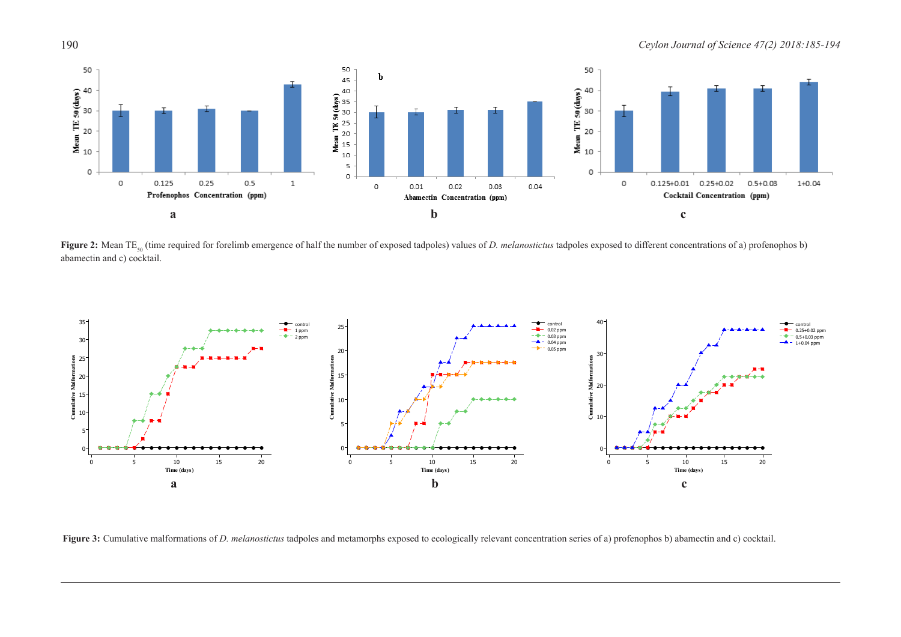**Figure 2:** Mean $TE_{50}$ (time required for forelimb emergence of half the number of exposed tadpoles) values of *D. melanostictus* tadpoles exposed to different concentrations of a) profenophos b) abamectin and c) cocktail.

**Figure 3:** Cumulative malformations of *D. melanostictus* tadpoles and metamorphs exposed to ecologically relevant concentration series of a) profenophos b) abamectin and c) cocktail.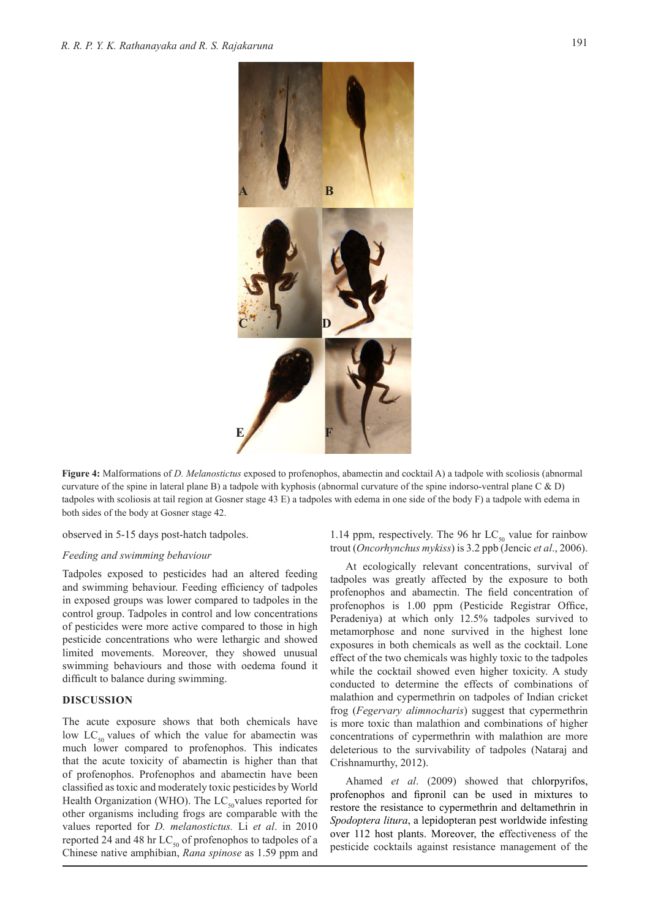**Figure 4:** Malformations of *D. Melanostictus* exposed to profenophos, abamectin and cocktail A) a tadpole with scoliosis (abnormal curvature of the spine in lateral plane B) a tadpole with kyphosis (abnormal curvature of the spine indorso-ventral plane C & D) tadpoles with scoliosis at tail region at Gosner stage 43 E) a tadpoles with edema in one side of the body F) a tadpole with edema in both sides of the body at Gosner stage 42.

observed in 5-15 days post-hatch tadpoles.

*Feeding and swimming behaviour*

Tadpoles exposed to pesticides had an altered feeding and swimming behaviour. Feeding efficiency of tadpoles in exposed groups was lower compared to tadpoles in the control group. Tadpoles in control and low concentrations of pesticides were more active compared to those in high pesticide concentrations who were lethargic and showed limited movements. Moreover, they showed unusual swimming behaviours and those with oedema found it difficult to balance during swimming.

## DISCUSSION

The acute exposure shows that both chemicals have low $LC_{50}$ values of which the value for abamectin was much lower compared to profenophos. This indicates that the acute toxicity of abamectin is higher than that of profenophos. Profenophos and abamectin have been classified as toxic and moderately toxic pesticides by World Health Organization (WHO). The $LC_{50}$values reported for other organisms including frogs are comparable with the values reported for *D. melanostictus.* Li *et al*. in 2010 reported 24 and 48 hr $LC_{50}$ of profenophos to tadpoles of a Chinese native amphibian, *Rana spinose* as 1.59 ppm and 1.14 ppm, respectively. The 96 hr $LC_{50}$ value for rainbow trout (*Oncorhynchus mykiss*) is 3.2 ppb (Jencic *et al*., 2006).

At ecologically relevant concentrations, survival of tadpoles was greatly affected by the exposure to both profenophos and abamectin. The field concentration of profenophos is 1.00 ppm (Pesticide Registrar Office, Peradeniya) at which only 12.5% tadpoles survived to metamorphose and none survived in the highest lone exposures in both chemicals as well as the cocktail. Lone effect of the two chemicals was highly toxic to the tadpoles while the cocktail showed even higher toxicity. A study conducted to determine the effects of combinations of malathion and cypermethrin on tadpoles of Indian cricket frog (*Fegervary alimnocharis*) suggest that cypermethrin is more toxic than malathion and combinations of higher concentrations of cypermethrin with malathion are more deleterious to the survivability of tadpoles (Nataraj and Crishnamurthy, 2012).

Ahamed *et al*. (2009) showed that chlorpyrifos, profenophos and fipronil can be used in mixtures to restore the resistance to cypermethrin and deltamethrin in *Spodoptera litura*, a lepidopteran pest worldwide infesting over 112 host plants. Moreover, the effectiveness of the pesticide cocktails against resistance management of the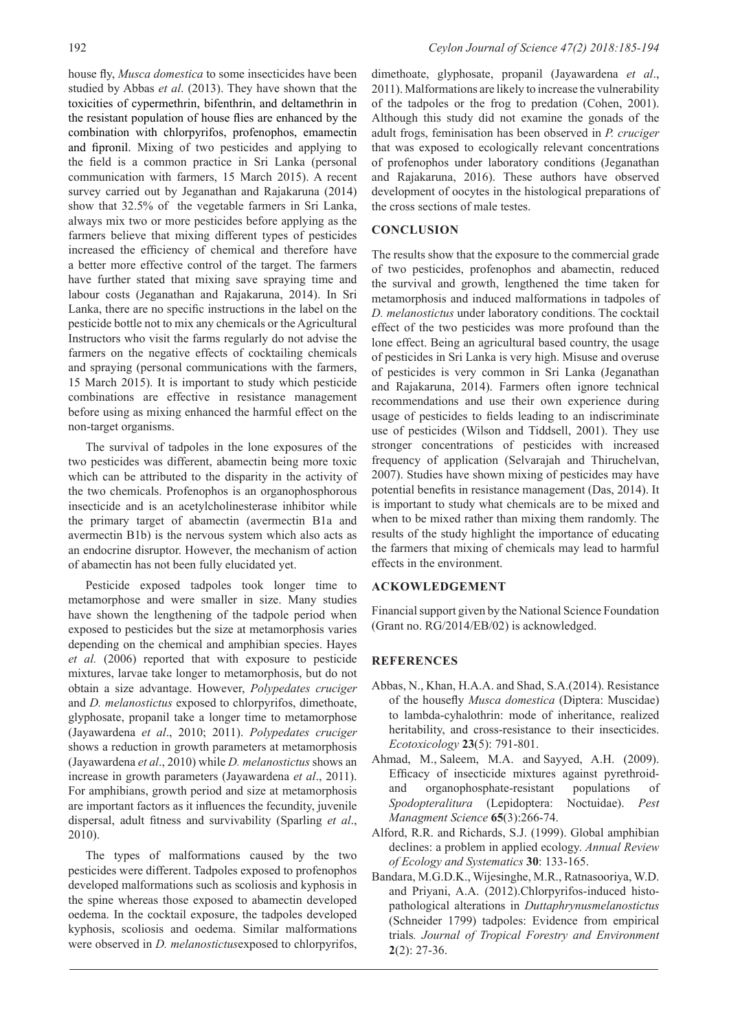house fly, *Musca domestica* to some insecticides have been studied by Abbas *et al*. (2013). They have shown that the toxicities of cypermethrin, bifenthrin, and deltamethrin in the resistant population of house flies are enhanced by the combination with chlorpyrifos, profenophos, emamectin and fipronil. Mixing of two pesticides and applying to the field is a common practice in Sri Lanka (personal communication with farmers, 15 March 2015). A recent survey carried out by Jeganathan and Rajakaruna (2014) show that 32.5% of the vegetable farmers in Sri Lanka, always mix two or more pesticides before applying as the farmers believe that mixing different types of pesticides increased the efficiency of chemical and therefore have a better more effective control of the target. The farmers have further stated that mixing save spraying time and labour costs (Jeganathan and Rajakaruna, 2014). In Sri Lanka, there are no specific instructions in the label on the pesticide bottle not to mix any chemicals or the Agricultural Instructors who visit the farms regularly do not advise the farmers on the negative effects of cocktailing chemicals and spraying (personal communications with the farmers, 15 March 2015). It is important to study which pesticide combinations are effective in resistance management before using as mixing enhanced the harmful effect on the non-target organisms.

The survival of tadpoles in the lone exposures of the two pesticides was different, abamectin being more toxic which can be attributed to the disparity in the activity of the two chemicals. Profenophos is an organophosphorous insecticide and is an acetylcholinesterase inhibitor while the primary target of abamectin (avermectin B1a and avermectin B1b) is the nervous system which also acts as an endocrine disruptor. However, the mechanism of action of abamectin has not been fully elucidated yet.

Pesticide exposed tadpoles took longer time to metamorphose and were smaller in size. Many studies have shown the lengthening of the tadpole period when exposed to pesticides but the size at metamorphosis varies depending on the chemical and amphibian species. Hayes *et al.* (2006) reported that with exposure to pesticide mixtures, larvae take longer to metamorphosis, but do not obtain a size advantage. However, *Polypedates cruciger* and *D. melanostictus* exposed to chlorpyrifos, dimethoate, glyphosate, propanil take a longer time to metamorphose (Jayawardena *et al*., 2010; 2011). *Polypedates cruciger* shows a reduction in growth parameters at metamorphosis (Jayawardena *et al*., 2010) while *D. melanostictus* shows an increase in growth parameters (Jayawardena *et al*., 2011). For amphibians, growth period and size at metamorphosis are important factors as it influences the fecundity, juvenile dispersal, adult fitness and survivability (Sparling *et al*., 2010).

The types of malformations caused by the two pesticides were different. Tadpoles exposed to profenophos developed malformations such as scoliosis and kyphosis in the spine whereas those exposed to abamectin developed oedema. In the cocktail exposure, the tadpoles developed kyphosis, scoliosis and oedema. Similar malformations were observed in *D. melanostictus*exposed to chlorpyrifos, dimethoate, glyphosate, propanil (Jayawardena *et al*., 2011). Malformations are likely to increase the vulnerability of the tadpoles or the frog to predation (Cohen, 2001). Although this study did not examine the gonads of the adult frogs, feminisation has been observed in *P. cruciger* that was exposed to ecologically relevant concentrations of profenophos under laboratory conditions (Jeganathan and Rajakaruna, 2016). These authors have observed development of oocytes in the histological preparations of the cross sections of male testes.

## CONCLUSION

The results show that the exposure to the commercial grade of two pesticides, profenophos and abamectin, reduced the survival and growth, lengthened the time taken for metamorphosis and induced malformations in tadpoles of *D. melanostictus* under laboratory conditions. The cocktail effect of the two pesticides was more profound than the lone effect. Being an agricultural based country, the usage of pesticides in Sri Lanka is very high. Misuse and overuse of pesticides is very common in Sri Lanka (Jeganathan and Rajakaruna, 2014). Farmers often ignore technical recommendations and use their own experience during usage of pesticides to fields leading to an indiscriminate use of pesticides (Wilson and Tiddsell, 2001). They use stronger concentrations of pesticides with increased frequency of application (Selvarajah and Thiruchelvan, 2007). Studies have shown mixing of pesticides may have potential benefits in resistance management (Das, 2014). It is important to study what chemicals are to be mixed and when to be mixed rather than mixing them randomly. The results of the study highlight the importance of educating the farmers that mixing of chemicals may lead to harmful effects in the environment.

## ACKOWLEDGEMENT

Financial support given by the National Science Foundation (Grant no. RG/2014/EB/02) is acknowledged.

## REFERENCES

Abbas, N., Khan, H.A.A. and Shad, S.A.(2014). Resistance of the housefly *Musca domestica* (Diptera: Muscidae) to lambda-cyhalothrin: mode of inheritance, realized heritability, and cross-resistance to their insecticides. *Ecotoxicology* **23**(5): 791-801.

Ahmad, M., Saleem, M.A. and Sayyed, A.H. (2009). Efficacy of insecticide mixtures against pyrethroid- and organophosphate-resistant populations of *Spodopteralitura* (Lepidoptera: Noctuidae). *Pest Managment Science* **65**(3):266-74.

Alford, R.R. and Richards, S.J. (1999). Global amphibian declines: a problem in applied ecology. *Annual Review of Ecology and Systematics* **30**: 133-165.

Bandara, M.G.D.K., Wijesinghe, M.R., Ratnasooriya, W.D. and Priyani, A.A. (2012).Chlorpyrifos-induced histo-pathological alterations in *Duttaphrynusmelanostictus* (Schneider 1799) tadpoles: Evidence from empirical trials*. Journal of Tropical Forestry and Environment* **2**(2): 27-36.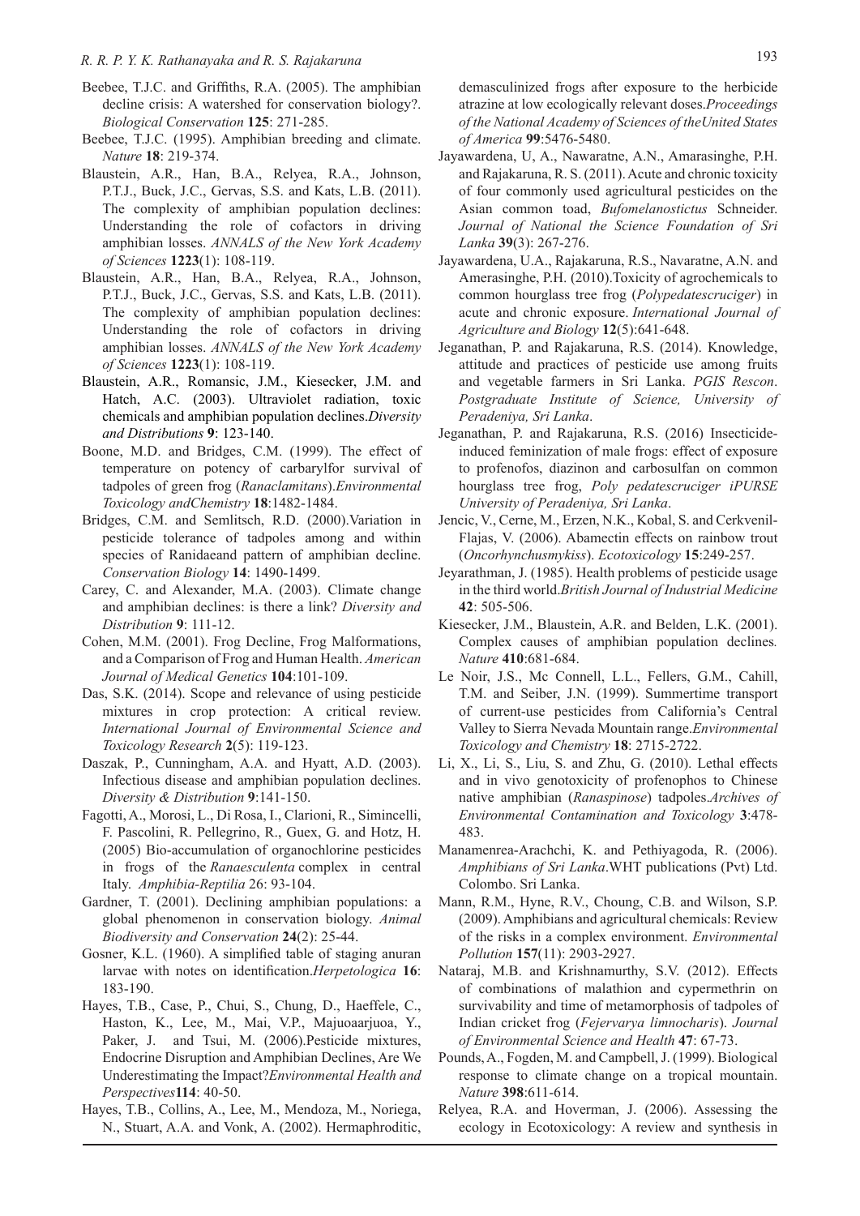Beebee, T.J.C. and Griffiths, R.A. (2005). The amphibian decline crisis: A watershed for conservation biology?. *Biological Conservation* **125**: 271-285.

Beebee, T.J.C. (1995). Amphibian breeding and climate. *Nature* **18**: 219-374.

Blaustein, A.R., Han, B.A., Relyea, R.A., Johnson, P.T.J., Buck, J.C., Gervas, S.S. and Kats, L.B. (2011). The complexity of amphibian population declines: Understanding the role of cofactors in driving amphibian losses. *ANNALS of the New York Academy of Sciences* **1223**(1): 108-119.

Blaustein, A.R., Han, B.A., Relyea, R.A., Johnson, P.T.J., Buck, J.C., Gervas, S.S. and Kats, L.B. (2011). The complexity of amphibian population declines: Understanding the role of cofactors in driving amphibian losses. *ANNALS of the New York Academy of Sciences* **1223**(1): 108-119.

Blaustein, A.R., Romansic, J.M., Kiesecker, J.M. and Hatch, A.C. (2003). Ultraviolet radiation, toxic chemicals and amphibian population declines.*Diversity and Distributions* **9**: 123-140.

Boone, M.D. and Bridges, C.M. (1999). The effect of temperature on potency of carbarylfor survival of tadpoles of green frog (*Ranaclamitans*).*Environmental Toxicology andChemistry* **18**:1482-1484.

Bridges, C.M. and Semlitsch, R.D. (2000).Variation in pesticide tolerance of tadpoles among and within species of Ranidaeand pattern of amphibian decline. *Conservation Biology* **14**: 1490-1499.

Carey, C. and Alexander, M.A. (2003). Climate change and amphibian declines: is there a link? *Diversity and Distribution* **9**: 111-12.

Cohen, M.M. (2001). Frog Decline, Frog Malformations, and a Comparison of Frog and Human Health. *American Journal of Medical Genetics* **104**:101-109.

Das, S.K. (2014). Scope and relevance of using pesticide mixtures in crop protection: A critical review. *International Journal of Environmental Science and Toxicology Research* **2**(5): 119-123.

Daszak, P., Cunningham, A.A. and Hyatt, A.D. (2003). Infectious disease and amphibian population declines. *Diversity & Distribution* **9**:141-150.

Fagotti, A., Morosi, L., Di Rosa, I., Clarioni, R., Simincelli, F. Pascolini, R. Pellegrino, R., Guex, G. and Hotz, H. (2005) Bio-accumulation of organochlorine pesticides in frogs of the *Ranaesculenta* complex in central Italy. *Amphibia-Reptilia* 26: 93-104.

Gardner, T. (2001). Declining amphibian populations: a global phenomenon in conservation biology. *Animal Biodiversity and Conservation* **24**(2): 25-44.

Gosner, K.L. (1960). A simplified table of staging anuran larvae with notes on identification.*Herpetologica* **16**: 183-190.

Hayes, T.B., Case, P., Chui, S., Chung, D., Haeffele, C., Haston, K., Lee, M., Mai, V.P., Majuoaarjuoa, Y., Paker, J. and Tsui, M. (2006).Pesticide mixtures, Endocrine Disruption and Amphibian Declines, Are We Underestimating the Impact?*Environmental Health and Perspectives***114**: 40-50.

Hayes, T.B., Collins, A., Lee, M., Mendoza, M., Noriega, N., Stuart, A.A. and Vonk, A. (2002). Hermaphroditic, demasculinized frogs after exposure to the herbicide atrazine at low ecologically relevant doses.*Proceedings of the National Academy of Sciences of theUnited States of America* **99**:5476-5480.

Jayawardena, U, A., Nawaratne, A.N., Amarasinghe, P.H. and Rajakaruna, R. S. (2011). Acute and chronic toxicity of four commonly used agricultural pesticides on the Asian common toad, *Bufomelanostictus* Schneider. *Journal of National the Science Foundation of Sri Lanka* **39**(3): 267-276.

Jayawardena, U.A., Rajakaruna, R.S., Navaratne, A.N. and Amerasinghe, P.H. (2010).Toxicity of agrochemicals to common hourglass tree frog (*Polypedatescruciger*) in acute and chronic exposure. *International Journal of Agriculture and Biology* **12**(5):641-648.

Jeganathan, P. and Rajakaruna, R.S. (2014). Knowledge, attitude and practices of pesticide use among fruits and vegetable farmers in Sri Lanka. *PGIS Rescon*. *Postgraduate Institute of Science, University of Peradeniya, Sri Lanka*.

Jeganathan, P. and Rajakaruna, R.S. (2016) Insecticide-induced feminization of male frogs: effect of exposure to profenofos, diazinon and carbosulfan on common hourglass tree frog, *Poly pedatescruciger iPURSE University of Peradeniya, Sri Lanka*.

Jencic, V., Cerne, M., Erzen, N.K., Kobal, S. and Cerkvenil-Flajas, V. (2006). Abamectin effects on rainbow trout (*Oncorhynchusmykiss*). *Ecotoxicology* **15**:249-257.

Jeyarathman, J. (1985). Health problems of pesticide usage in the third world.*British Journal of Industrial Medicine* **42**: 505-506.

Kiesecker, J.M., Blaustein, A.R. and Belden, L.K. (2001). Complex causes of amphibian population declines*.* *Nature* **410**:681-684.

Le Noir, J.S., Mc Connell, L.L., Fellers, G.M., Cahill, T.M. and Seiber, J.N. (1999). Summertime transport of current-use pesticides from California's Central Valley to Sierra Nevada Mountain range.*Environmental Toxicology and Chemistry* **18**: 2715-2722.

Li, X., Li, S., Liu, S. and Zhu, G. (2010). Lethal effects and in vivo genotoxicity of profenophos to Chinese native amphibian (*Ranaspinose*) tadpoles.*Archives of Environmental Contamination and Toxicology* **3**:478-483.

Manamenrea-Arachchi, K. and Pethiyagoda, R. (2006). *Amphibians of Sri Lanka*.WHT publications (Pvt) Ltd. Colombo. Sri Lanka.

Mann, R.M., Hyne, R.V., Choung, C.B. and Wilson, S.P. (2009). Amphibians and agricultural chemicals: Review of the risks in a complex environment. *Environmental Pollution* **157**(11): 2903-2927.

Nataraj, M.B. and Krishnamurthy, S.V. (2012). Effects of combinations of malathion and cypermethrin on survivability and time of metamorphosis of tadpoles of Indian cricket frog (*Fejervarya limnocharis*). *Journal of Environmental Science and Health* **47**: 67-73.

Pounds, A., Fogden, M. and Campbell, J. (1999). Biological response to climate change on a tropical mountain. *Nature* **398**:611-614.

Relyea, R.A. and Hoverman, J. (2006). Assessing the ecology in Ecotoxicology: A review and synthesis in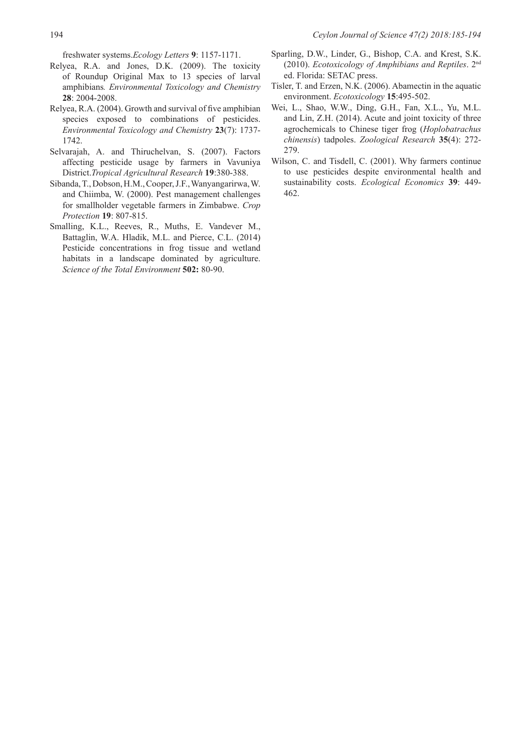freshwater systems.*Ecology Letters* **9**: 1157-1171.

Relyea, R.A. and Jones, D.K. (2009). The toxicity of Roundup Original Max to 13 species of larval amphibians*. Environmental Toxicology and Chemistry* **28**: 2004-2008.

Relyea, R.A. (2004). Growth and survival of five amphibian species exposed to combinations of pesticides. *Environmental Toxicology and Chemistry* **23**(7): 1737-1742.

Selvarajah, A. and Thiruchelvan, S. (2007). Factors affecting pesticide usage by farmers in Vavuniya District.*Tropical Agricultural Research* **19**:380-388.

Sibanda, T., Dobson, H.M., Cooper, J.F., Wanyangarirwa, W. and Chiimba, W. (2000). Pest management challenges for smallholder vegetable farmers in Zimbabwe. *Crop Protection* **19**: 807-815.

Smalling, K.L., Reeves, R., Muths, E. Vandever M., Battaglin, W.A. Hladik, M.L. and Pierce, C.L. (2014) Pesticide concentrations in frog tissue and wetland habitats in a landscape dominated by agriculture. *Science of the Total Environment* **502:** 80-90.

Sparling, D.W., Linder, G., Bishop, C.A. and Krest, S.K. (2010). *Ecotoxicology of Amphibians and Reptiles*. 2nd ed. Florida: SETAC press.

Tisler, T. and Erzen, N.K. (2006). Abamectin in the aquatic environment. *Ecotoxicology* **15**:495-502.

Wei, L., Shao, W.W., Ding, G.H., Fan, X.L., Yu, M.L. and Lin, Z.H. (2014). Acute and joint toxicity of three agrochemicals to Chinese tiger frog (*Hoplobatrachus chinensis*) tadpoles. *Zoological Research* **35**(4): 272-279.

Wilson, C. and Tisdell, C. (2001). Why farmers continue to use pesticides despite environmental health and sustainability costs. *Ecological Economics* **39**: 449-462.